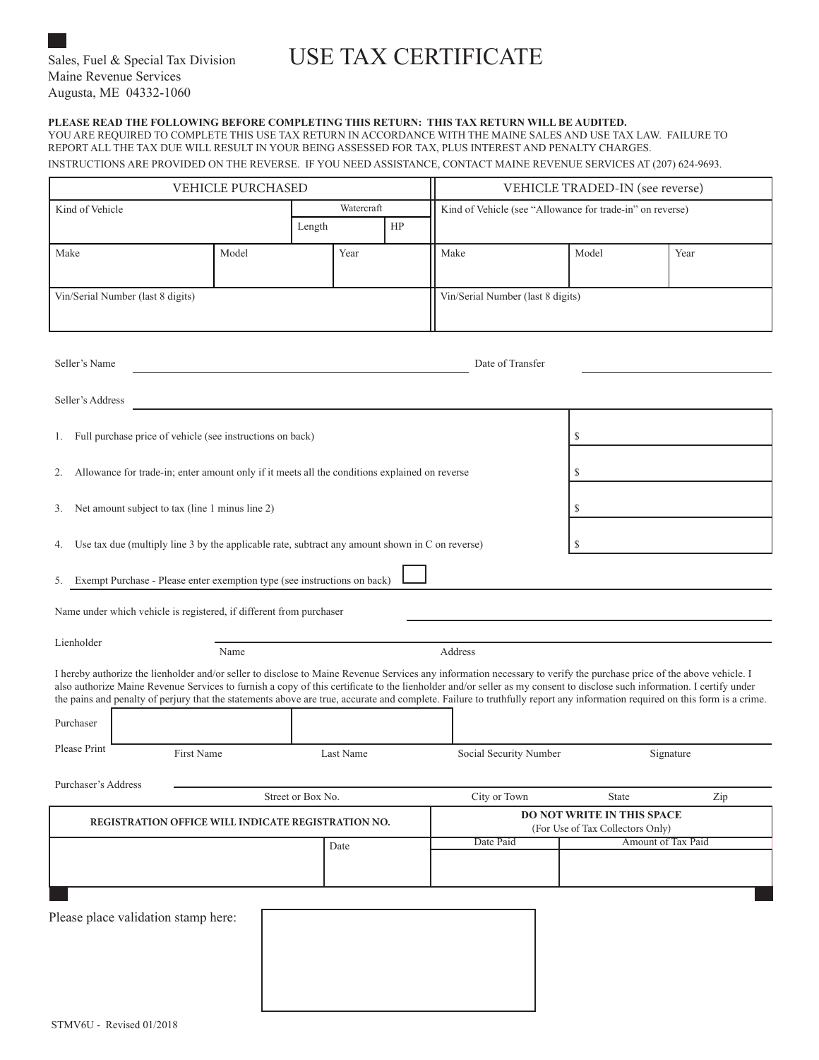Sales, Fuel & Special Tax Division
Maine Revenue Services
Augusta, ME 04332-1060

# USE TAX CERTIFICATE

**PLEASE READ THE FOLLOWING BEFORE COMPLETING THIS RETURN: THIS TAX RETURN WILL BE AUDITED.**
YOU ARE REQUIRED TO COMPLETE THIS USE TAX RETURN IN ACCORDANCE WITH THE MAINE SALES AND USE TAX LAW. FAILURE TO REPORT ALL THE TAX DUE WILL RESULT IN YOUR BEING ASSESSED FOR TAX, PLUS INTEREST AND PENALTY CHARGES.
INSTRUCTIONS ARE PROVIDED ON THE REVERSE. IF YOU NEED ASSISTANCE, CONTACT MAINE REVENUE SERVICES AT (207) 624-9693.

| VEHICLE PURCHASED | | | | VEHICLE TRADED-IN (see reverse) | | |
|---|---|---|---|---|---|---|
| Kind of Vehicle | | Watercraft — Length | HP | Kind of Vehicle (see "Allowance for trade-in" on reverse) | | |
| Make | Model | Year | | Make | Model | Year |
| Vin/Serial Number (last 8 digits) | | | | Vin/Serial Number (last 8 digits) | | |

Seller's Name ______________________ Date of Transfer ______________

Seller's Address ______________________

| | |
|---|---|
| 1. Full purchase price of vehicle (see instructions on back) | $ |
| 2. Allowance for trade-in; enter amount only if it meets all the conditions explained on reverse | $ |
| 3. Net amount subject to tax (line 1 minus line 2) | $ |
| 4. Use tax due (multiply line 3 by the applicable rate, subtract any amount shown in C on reverse) | $ |

5. Exempt Purchase - Please enter exemption type (see instructions on back) ☐ ______________

Name under which vehicle is registered, if different from purchaser ______________

Lienholder ______________ Name ______________ Address ______________

I hereby authorize the lienholder and/or seller to disclose to Maine Revenue Services any information necessary to verify the purchase price of the above vehicle. I also authorize Maine Revenue Services to furnish a copy of this certificate to the lienholder and/or seller as my consent to disclose such information. I certify under the pains and penalty of perjury that the statements above are true, accurate and complete. Failure to truthfully report any information required on this form is a crime.

| Purchaser Please Print | First Name | Last Name | Social Security Number | Signature |
|---|---|---|---|---|
| | | | | |

Purchaser's Address ______________________

Street or Box No. ______________ City or Town ______________ State ______ Zip ______

| REGISTRATION OFFICE WILL INDICATE REGISTRATION NO. | | DO NOT WRITE IN THIS SPACE (For Use of Tax Collectors Only) | |
|---|---|---|---|
| | Date | Date Paid | Amount of Tax Paid |
| | | | |

Please place validation stamp here:

STMV6U - Revised 01/2018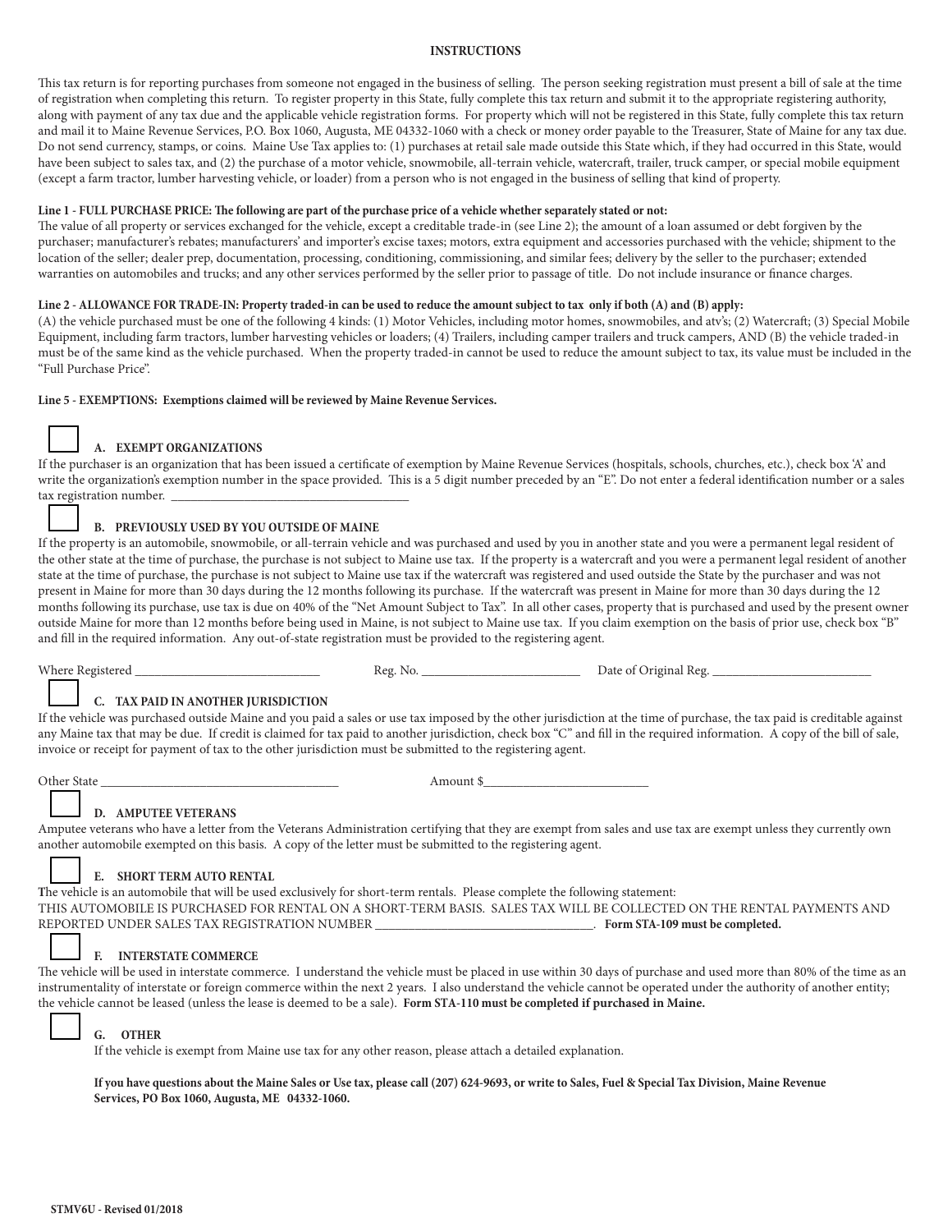# INSTRUCTIONS

This tax return is for reporting purchases from someone not engaged in the business of selling. The person seeking registration must present a bill of sale at the time of registration when completing this return. To register property in this State, fully complete this tax return and submit it to the appropriate registering authority, along with payment of any tax due and the applicable vehicle registration forms. For property which will not be registered in this State, fully complete this tax return and mail it to Maine Revenue Services, P.O. Box 1060, Augusta, ME 04332-1060 with a check or money order payable to the Treasurer, State of Maine for any tax due. Do not send currency, stamps, or coins. Maine Use Tax applies to: (1) purchases at retail sale made outside this State which, if they had occurred in this State, would have been subject to sales tax, and (2) the purchase of a motor vehicle, snowmobile, all-terrain vehicle, watercraft, trailer, truck camper, or special mobile equipment (except a farm tractor, lumber harvesting vehicle, or loader) from a person who is not engaged in the business of selling that kind of property.

**Line 1 - FULL PURCHASE PRICE: The following are part of the purchase price of a vehicle whether separately stated or not:**
The value of all property or services exchanged for the vehicle, except a creditable trade-in (see Line 2); the amount of a loan assumed or debt forgiven by the purchaser; manufacturer's rebates; manufacturers' and importer's excise taxes; motors, extra equipment and accessories purchased with the vehicle; shipment to the location of the seller; dealer prep, documentation, processing, conditioning, commissioning, and similar fees; delivery by the seller to the purchaser; extended warranties on automobiles and trucks; and any other services performed by the seller prior to passage of title. Do not include insurance or finance charges.

**Line 2 - ALLOWANCE FOR TRADE-IN: Property traded-in can be used to reduce the amount subject to tax only if both (A) and (B) apply:**
(A) the vehicle purchased must be one of the following 4 kinds: (1) Motor Vehicles, including motor homes, snowmobiles, and atv's; (2) Watercraft; (3) Special Mobile Equipment, including farm tractors, lumber harvesting vehicles or loaders; (4) Trailers, including camper trailers and truck campers, AND (B) the vehicle traded-in must be of the same kind as the vehicle purchased. When the property traded-in cannot be used to reduce the amount subject to tax, its value must be included in the "Full Purchase Price".

**Line 5 - EXEMPTIONS: Exemptions claimed will be reviewed by Maine Revenue Services.**

☐ **A. EXEMPT ORGANIZATIONS**

If the purchaser is an organization that has been issued a certificate of exemption by Maine Revenue Services (hospitals, schools, churches, etc.), check box 'A' and write the organization's exemption number in the space provided. This is a 5 digit number preceded by an "E". Do not enter a federal identification number or a sales tax registration number. ______________________________

☐ **B. PREVIOUSLY USED BY YOU OUTSIDE OF MAINE**

If the property is an automobile, snowmobile, or all-terrain vehicle and was purchased and used by you in another state and you were a permanent legal resident of the other state at the time of purchase, the purchase is not subject to Maine use tax. If the property is a watercraft and you were a permanent legal resident of another state at the time of purchase, the purchase is not subject to Maine use tax if the watercraft was registered and used outside the State by the purchaser and was not present in Maine for more than 30 days during the 12 months following its purchase. If the watercraft was present in Maine for more than 30 days during the 12 months following its purchase, use tax is due on 40% of the "Net Amount Subject to Tax". In all other cases, property that is purchased and used by the present owner outside Maine for more than 12 months before being used in Maine, is not subject to Maine use tax. If you claim exemption on the basis of prior use, check box "B" and fill in the required information. Any out-of-state registration must be provided to the registering agent.

Where Registered ______________________ Reg. No. ______________________ Date of Original Reg. ______________________

☐ **C. TAX PAID IN ANOTHER JURISDICTION**

If the vehicle was purchased outside Maine and you paid a sales or use tax imposed by the other jurisdiction at the time of purchase, the tax paid is creditable against any Maine tax that may be due. If credit is claimed for tax paid to another jurisdiction, check box "C" and fill in the required information. A copy of the bill of sale, invoice or receipt for payment of tax to the other jurisdiction must be submitted to the registering agent.

Other State ______________________________ Amount $______________________

☐ **D. AMPUTEE VETERANS**

Amputee veterans who have a letter from the Veterans Administration certifying that they are exempt from sales and use tax are exempt unless they currently own another automobile exempted on this basis. A copy of the letter must be submitted to the registering agent.

☐ **E. SHORT TERM AUTO RENTAL**

The vehicle is an automobile that will be used exclusively for short-term rentals. Please complete the following statement:
THIS AUTOMOBILE IS PURCHASED FOR RENTAL ON A SHORT-TERM BASIS. SALES TAX WILL BE COLLECTED ON THE RENTAL PAYMENTS AND REPORTED UNDER SALES TAX REGISTRATION NUMBER ______________________________. **Form STA-109 must be completed.**

☐ **F. INTERSTATE COMMERCE**

The vehicle will be used in interstate commerce. I understand the vehicle must be placed in use within 30 days of purchase and used more than 80% of the time as an instrumentality of interstate or foreign commerce within the next 2 years. I also understand the vehicle cannot be operated under the authority of another entity; the vehicle cannot be leased (unless the lease is deemed to be a sale). **Form STA-110 must be completed if purchased in Maine.**

☐ **G. OTHER**

If the vehicle is exempt from Maine use tax for any other reason, please attach a detailed explanation.

**If you have questions about the Maine Sales or Use tax, please call (207) 624-9693, or write to Sales, Fuel & Special Tax Division, Maine Revenue Services, PO Box 1060, Augusta, ME 04332-1060.**

STMV6U - Revised 01/2018